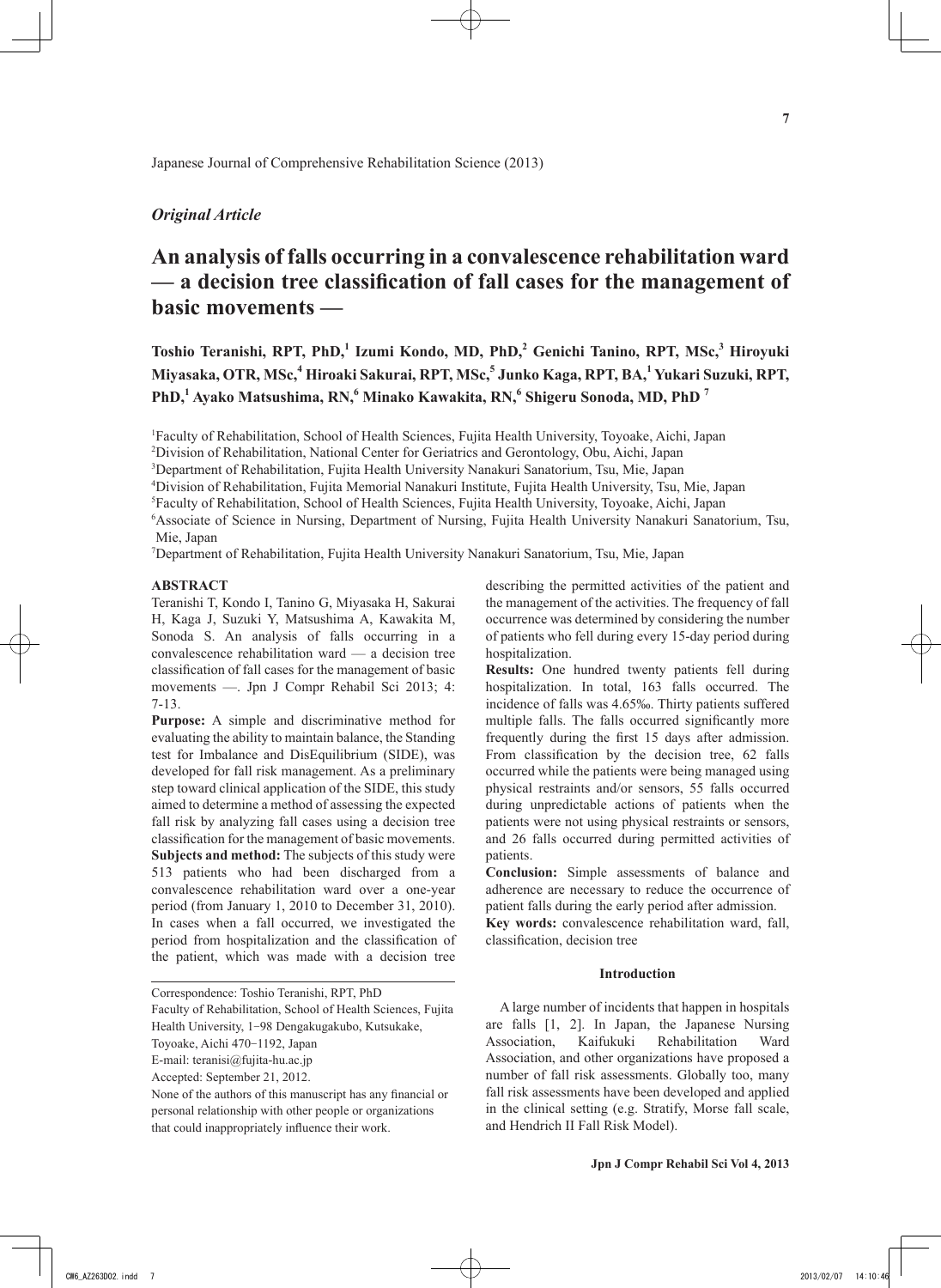*Original Article*

# An analysis of falls occurring in a convalescence rehabilitation ward — a decision tree classification of fall cases for the management of basic movements —

**Toshio Teranishi, RPT, PhD,[1] Izumi Kondo, MD, PhD,[2] Genichi Tanino, RPT, MSc,[3] Hiroyuki Miyasaka, OTR, MSc,[4] Hiroaki Sakurai, RPT, MSc,[5] Junko Kaga, RPT, BA,[1] Yukari Suzuki, RPT, PhD,[1] Ayako Matsushima, RN,[6] Minako Kawakita, RN,[6] Shigeru Sonoda, MD, PhD [7]**

[1]Faculty of Rehabilitation, School of Health Sciences, Fujita Health University, Toyoake, Aichi, Japan
[2]Division of Rehabilitation, National Center for Geriatrics and Gerontology, Obu, Aichi, Japan
[3]Department of Rehabilitation, Fujita Health University Nanakuri Sanatorium, Tsu, Mie, Japan
[4]Division of Rehabilitation, Fujita Memorial Nanakuri Institute, Fujita Health University, Tsu, Mie, Japan
[5]Faculty of Rehabilitation, School of Health Sciences, Fujita Health University, Toyoake, Aichi, Japan
[6]Associate of Science in Nursing, Department of Nursing, Fujita Health University Nanakuri Sanatorium, Tsu, Mie, Japan
[7]Department of Rehabilitation, Fujita Health University Nanakuri Sanatorium, Tsu, Mie, Japan

## ABSTRACT

Teranishi T, Kondo I, Tanino G, Miyasaka H, Sakurai H, Kaga J, Suzuki Y, Matsushima A, Kawakita M, Sonoda S. An analysis of falls occurring in a convalescence rehabilitation ward — a decision tree classification of fall cases for the management of basic movements —. Jpn J Compr Rehabil Sci 2013; 4: 7-13.

**Purpose:** A simple and discriminative method for evaluating the ability to maintain balance, the Standing test for Imbalance and DisEquilibrium (SIDE), was developed for fall risk management. As a preliminary step toward clinical application of the SIDE, this study aimed to determine a method of assessing the expected fall risk by analyzing fall cases using a decision tree classification for the management of basic movements.

**Subjects and method:** The subjects of this study were 513 patients who had been discharged from a convalescence rehabilitation ward over a one-year period (from January 1, 2010 to December 31, 2010). In cases when a fall occurred, we investigated the period from hospitalization and the classification of the patient, which was made with a decision tree describing the permitted activities of the patient and the management of the activities. The frequency of fall occurrence was determined by considering the number of patients who fell during every 15-day period during hospitalization.

**Results:** One hundred twenty patients fell during hospitalization. In total, 163 falls occurred. The incidence of falls was 4.65‰. Thirty patients suffered multiple falls. The falls occurred significantly more frequently during the first 15 days after admission. From classification by the decision tree, 62 falls occurred while the patients were being managed using physical restraints and/or sensors, 55 falls occurred during unpredictable actions of patients when the patients were not using physical restraints or sensors, and 26 falls occurred during permitted activities of patients.

**Conclusion:** Simple assessments of balance and adherence are necessary to reduce the occurrence of patient falls during the early period after admission.

**Key words:** convalescence rehabilitation ward, fall, classification, decision tree

Correspondence: Toshio Teranishi, RPT, PhD
Faculty of Rehabilitation, School of Health Sciences, Fujita Health University, 1−98 Dengakugakubo, Kutsukake, Toyoake, Aichi 470−1192, Japan
E-mail: teranisi@fujita-hu.ac.jp
Accepted: September 21, 2012.
None of the authors of this manuscript has any financial or personal relationship with other people or organizations that could inappropriately influence their work.

## Introduction

A large number of incidents that happen in hospitals are falls [1, 2]. In Japan, the Japanese Nursing Association, Kaifukuki Rehabilitation Ward Association, and other organizations have proposed a number of fall risk assessments. Globally too, many fall risk assessments have been developed and applied in the clinical setting (e.g. Stratify, Morse fall scale, and Hendrich II Fall Risk Model).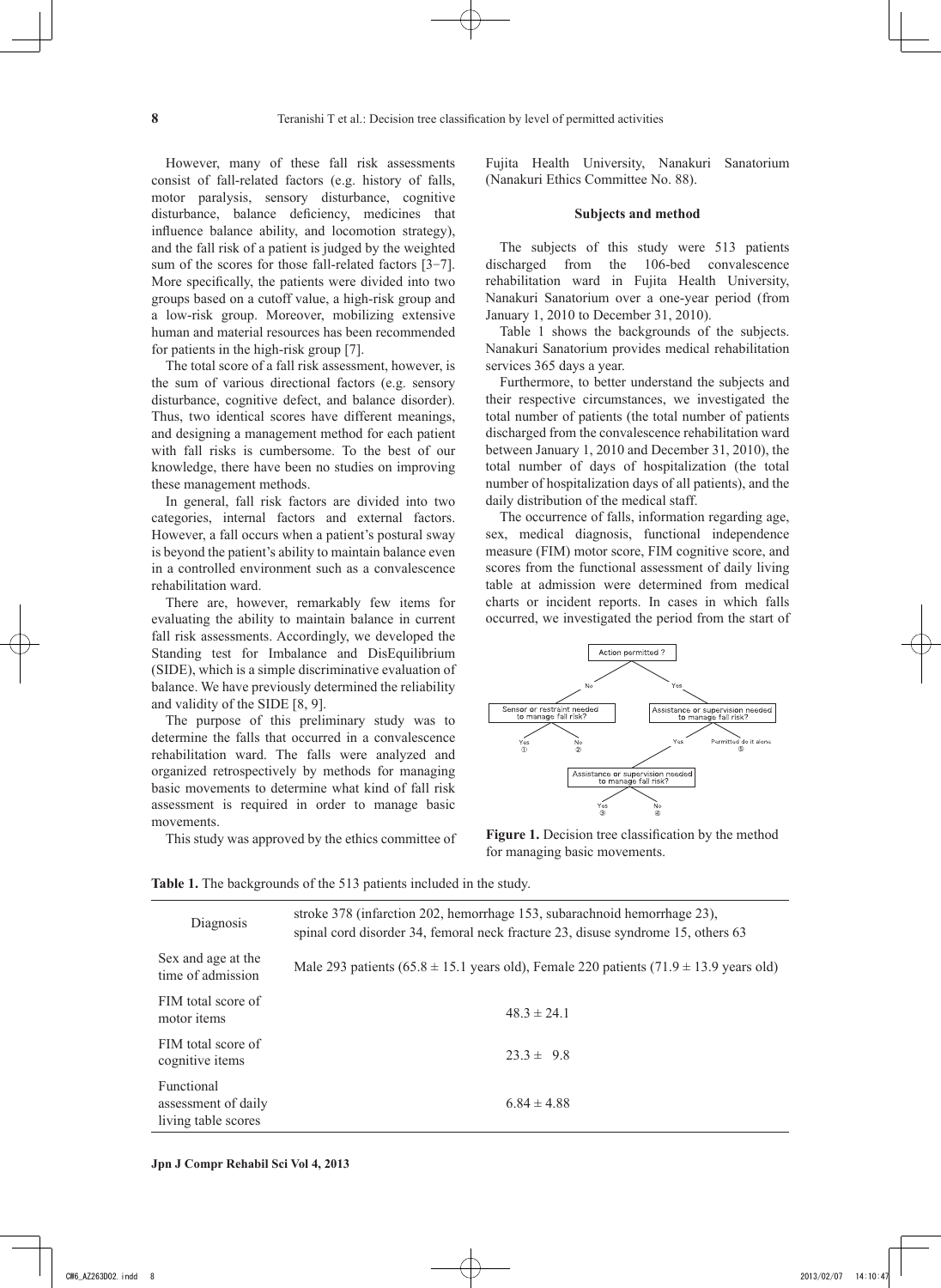However, many of these fall risk assessments consist of fall-related factors (e.g. history of falls, motor paralysis, sensory disturbance, cognitive disturbance, balance deficiency, medicines that influence balance ability, and locomotion strategy), and the fall risk of a patient is judged by the weighted sum of the scores for those fall-related factors [3−7]. More specifically, the patients were divided into two groups based on a cutoff value, a high-risk group and a low-risk group. Moreover, mobilizing extensive human and material resources has been recommended for patients in the high-risk group [7].

The total score of a fall risk assessment, however, is the sum of various directional factors (e.g. sensory disturbance, cognitive defect, and balance disorder). Thus, two identical scores have different meanings, and designing a management method for each patient with fall risks is cumbersome. To the best of our knowledge, there have been no studies on improving these management methods.

In general, fall risk factors are divided into two categories, internal factors and external factors. However, a fall occurs when a patient's postural sway is beyond the patient's ability to maintain balance even in a controlled environment such as a convalescence rehabilitation ward.

There are, however, remarkably few items for evaluating the ability to maintain balance in current fall risk assessments. Accordingly, we developed the Standing test for Imbalance and DisEquilibrium (SIDE), which is a simple discriminative evaluation of balance. We have previously determined the reliability and validity of the SIDE [8, 9].

The purpose of this preliminary study was to determine the falls that occurred in a convalescence rehabilitation ward. The falls were analyzed and organized retrospectively by methods for managing basic movements to determine what kind of fall risk assessment is required in order to manage basic movements.

This study was approved by the ethics committee of Fujita Health University, Nanakuri Sanatorium (Nanakuri Ethics Committee No. 88).

## Subjects and method

The subjects of this study were 513 patients discharged from the 106-bed convalescence rehabilitation ward in Fujita Health University, Nanakuri Sanatorium over a one-year period (from January 1, 2010 to December 31, 2010).

Table 1 shows the backgrounds of the subjects. Nanakuri Sanatorium provides medical rehabilitation services 365 days a year.

Furthermore, to better understand the subjects and their respective circumstances, we investigated the total number of patients (the total number of patients discharged from the convalescence rehabilitation ward between January 1, 2010 and December 31, 2010), the total number of days of hospitalization (the total number of hospitalization days of all patients), and the daily distribution of the medical staff.

The occurrence of falls, information regarding age, sex, medical diagnosis, functional independence measure (FIM) motor score, FIM cognitive score, and scores from the functional assessment of daily living table at admission were determined from medical charts or incident reports. In cases in which falls occurred, we investigated the period from the start of

**Figure 1.** Decision tree classification by the method for managing basic movements.

**Table 1.** The backgrounds of the 513 patients included in the study.

| | |
|---|---|
| Diagnosis | stroke 378 (infarction 202, hemorrhage 153, subarachnoid hemorrhage 23), spinal cord disorder 34, femoral neck fracture 23, disuse syndrome 15, others 63 |
| Sex and age at the time of admission | Male 293 patients (65.8 ± 15.1 years old), Female 220 patients (71.9 ± 13.9 years old) |
| FIM total score of motor items | 48.3 ± 24.1 |
| FIM total score of cognitive items | 23.3 ± 9.8 |
| Functional assessment of daily living table scores | 6.84 ± 4.88 |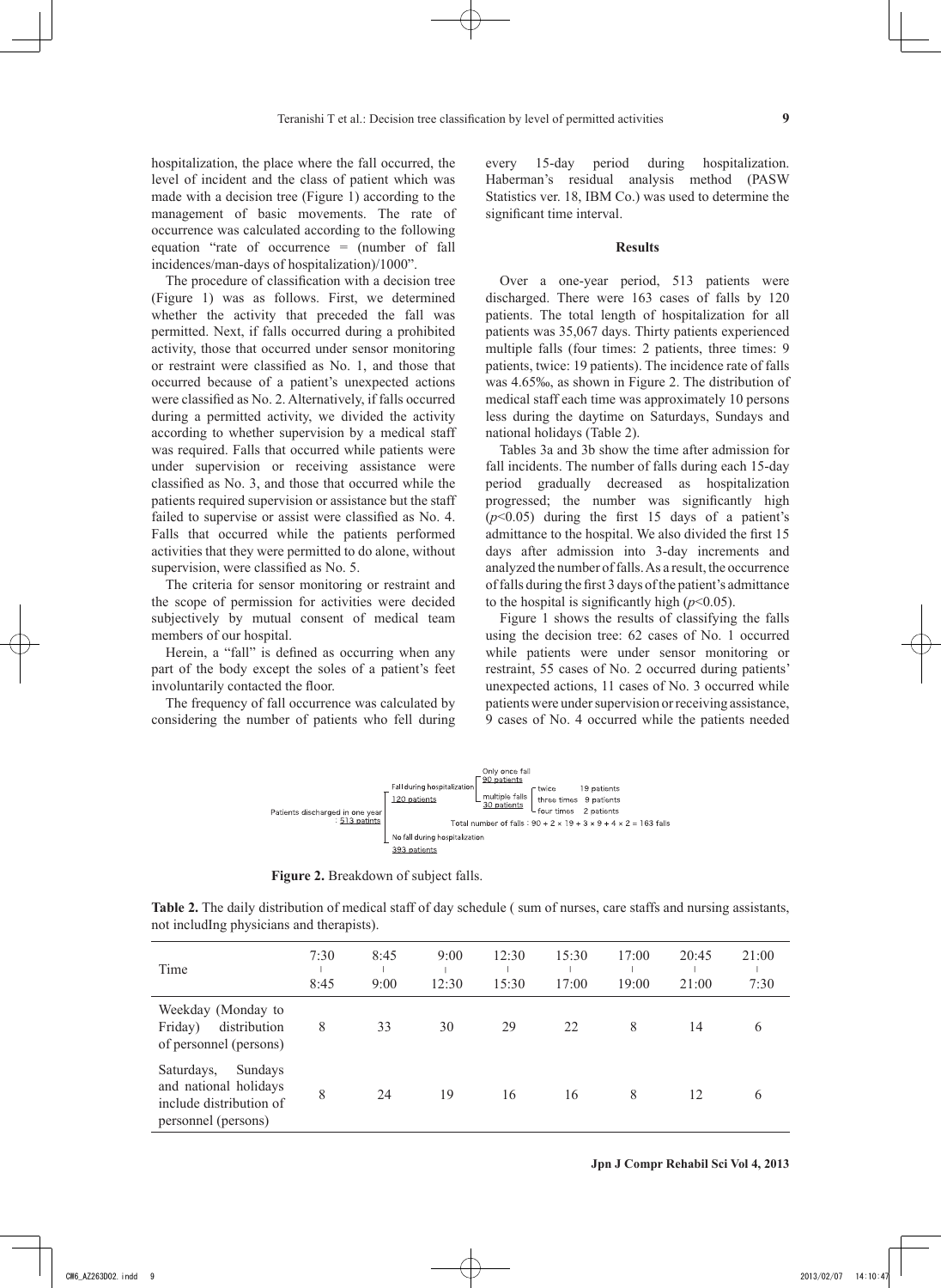hospitalization, the place where the fall occurred, the level of incident and the class of patient which was made with a decision tree (Figure 1) according to the management of basic movements. The rate of occurrence was calculated according to the following equation "rate of occurrence = (number of fall incidences/man-days of hospitalization)/1000".

The procedure of classification with a decision tree (Figure 1) was as follows. First, we determined whether the activity that preceded the fall was permitted. Next, if falls occurred during a prohibited activity, those that occurred under sensor monitoring or restraint were classified as No. 1, and those that occurred because of a patient's unexpected actions were classified as No. 2. Alternatively, if falls occurred during a permitted activity, we divided the activity according to whether supervision by a medical staff was required. Falls that occurred while patients were under supervision or receiving assistance were classified as No. 3, and those that occurred while the patients required supervision or assistance but the staff failed to supervise or assist were classified as No. 4. Falls that occurred while the patients performed activities that they were permitted to do alone, without supervision, were classified as No. 5.

The criteria for sensor monitoring or restraint and the scope of permission for activities were decided subjectively by mutual consent of medical team members of our hospital.

Herein, a "fall" is defined as occurring when any part of the body except the soles of a patient's feet involuntarily contacted the floor.

The frequency of fall occurrence was calculated by considering the number of patients who fell during every 15-day period during hospitalization. Haberman's residual analysis method (PASW Statistics ver. 18, IBM Co.) was used to determine the significant time interval.

## Results

Over a one-year period, 513 patients were discharged. There were 163 cases of falls by 120 patients. The total length of hospitalization for all patients was 35,067 days. Thirty patients experienced multiple falls (four times: 2 patients, three times: 9 patients, twice: 19 patients). The incidence rate of falls was 4.65‰, as shown in Figure 2. The distribution of medical staff each time was approximately 10 persons less during the daytime on Saturdays, Sundays and national holidays (Table 2).

Tables 3a and 3b show the time after admission for fall incidents. The number of falls during each 15-day period gradually decreased as hospitalization progressed; the number was significantly high ($p<0.05$) during the first 15 days of a patient's admittance to the hospital. We also divided the first 15 days after admission into 3-day increments and analyzed the number of falls. As a result, the occurrence of falls during the first 3 days of the patient's admittance to the hospital is significantly high ($p<0.05$).

Figure 1 shows the results of classifying the falls using the decision tree: 62 cases of No. 1 occurred while patients were under sensor monitoring or restraint, 55 cases of No. 2 occurred during patients' unexpected actions, 11 cases of No. 3 occurred while patients were under supervision or receiving assistance, 9 cases of No. 4 occurred while the patients needed

```
Patients discharged in one year : 513 patints
├─ Fall during hospitalization 120 patients
│   ├─ Only once fall 90 patients
│   └─ multiple falls 30 patients
│       ├─ twice 19 patients
│       ├─ three times 9 patients
│       └─ four times 2 patients
│   Total number of falls : 90 + 2 × 19 + 3 × 9 + 4 × 2 = 163 falls
└─ No fall during hospitalization 393 patients
```

**Figure 2.** Breakdown of subject falls.

**Table 2.** The daily distribution of medical staff of day schedule ( sum of nurses, care staffs and nursing assistants, not includIng physicians and therapists).

| Time | 7:30 – 8:45 | 8:45 – 9:00 | 9:00 – 12:30 | 12:30 – 15:30 | 15:30 – 17:00 | 17:00 – 19:00 | 20:45 – 21:00 | 21:00 – 7:30 |
|---|---|---|---|---|---|---|---|---|
| Weekday (Monday to Friday) distribution of personnel (persons) | 8 | 33 | 30 | 29 | 22 | 8 | 14 | 6 |
| Saturdays, Sundays and national holidays include distribution of personnel (persons) | 8 | 24 | 19 | 16 | 16 | 8 | 12 | 6 |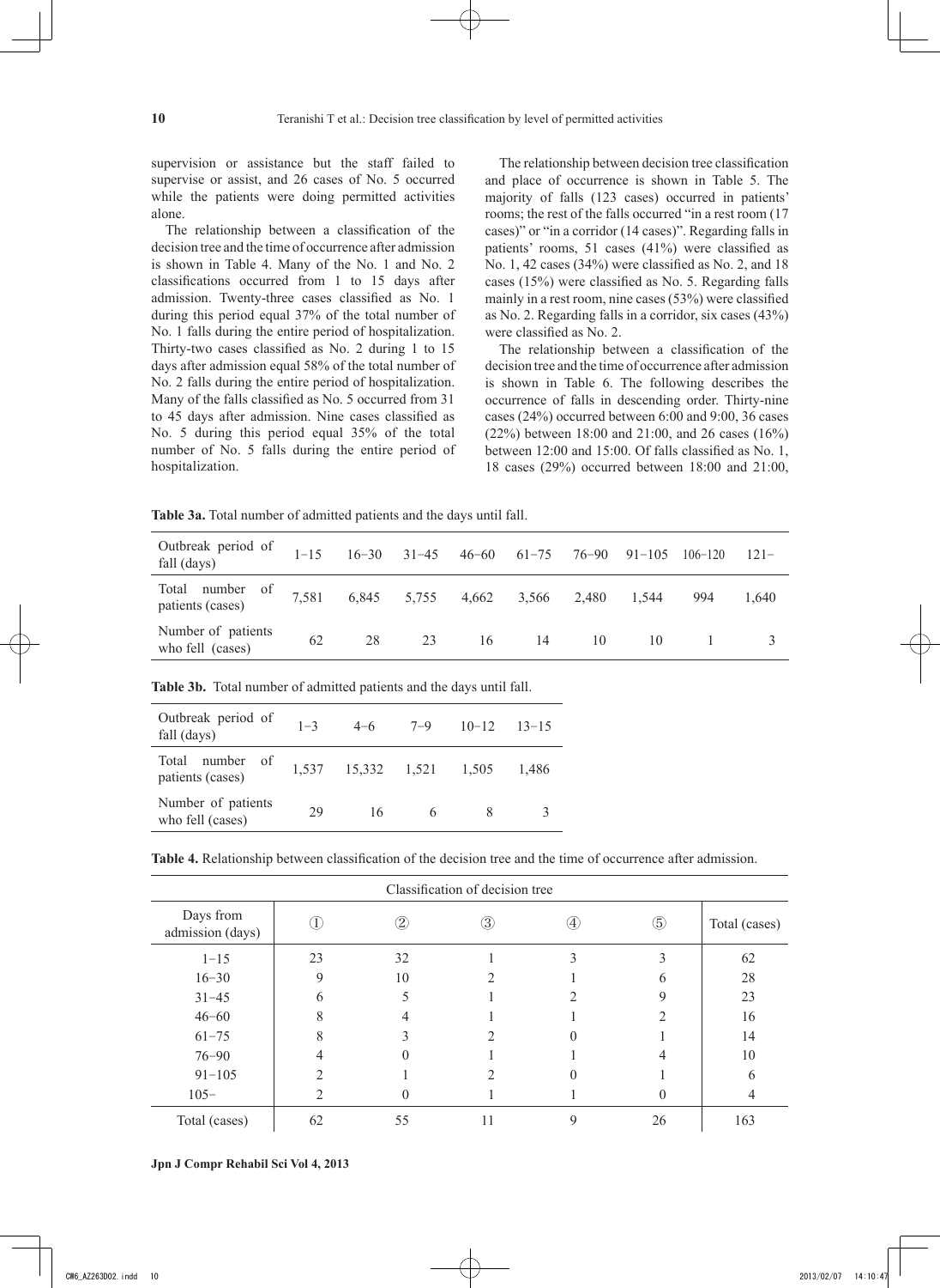supervision or assistance but the staff failed to supervise or assist, and 26 cases of No. 5 occurred while the patients were doing permitted activities alone.

The relationship between a classification of the decision tree and the time of occurrence after admission is shown in Table 4. Many of the No. 1 and No. 2 classifications occurred from 1 to 15 days after admission. Twenty-three cases classified as No. 1 during this period equal 37% of the total number of No. 1 falls during the entire period of hospitalization. Thirty-two cases classified as No. 2 during 1 to 15 days after admission equal 58% of the total number of No. 2 falls during the entire period of hospitalization. Many of the falls classified as No. 5 occurred from 31 to 45 days after admission. Nine cases classified as No. 5 during this period equal 35% of the total number of No. 5 falls during the entire period of hospitalization.

The relationship between decision tree classification and place of occurrence is shown in Table 5. The majority of falls (123 cases) occurred in patients' rooms; the rest of the falls occurred "in a rest room (17 cases)" or "in a corridor (14 cases)". Regarding falls in patients' rooms, 51 cases (41%) were classified as No. 1, 42 cases (34%) were classified as No. 2, and 18 cases (15%) were classified as No. 5. Regarding falls mainly in a rest room, nine cases (53%) were classified as No. 2. Regarding falls in a corridor, six cases (43%) were classified as No. 2.

The relationship between a classification of the decision tree and the time of occurrence after admission is shown in Table 6. The following describes the occurrence of falls in descending order. Thirty-nine cases (24%) occurred between 6:00 and 9:00, 36 cases (22%) between 18:00 and 21:00, and 26 cases (16%) between 12:00 and 15:00. Of falls classified as No. 1, 18 cases (29%) occurred between 18:00 and 21:00,

**Table 3a.** Total number of admitted patients and the days until fall.

| Outbreak period of fall (days) | 1−15 | 16−30 | 31−45 | 46−60 | 61−75 | 76−90 | 91−105 | 106−120 | 121− |
|---|---|---|---|---|---|---|---|---|---|
| Total number of patients (cases) | 7,581 | 6,845 | 5,755 | 4,662 | 3,566 | 2,480 | 1,544 | 994 | 1,640 |
| Number of patients who fell (cases) | 62 | 28 | 23 | 16 | 14 | 10 | 10 | 1 | 3 |

**Table 3b.** Total number of admitted patients and the days until fall.

| Outbreak period of fall (days) | 1−3 | 4−6 | 7−9 | 10−12 | 13−15 |
|---|---|---|---|---|---|
| Total number of patients (cases) | 1,537 | 15,332 | 1,521 | 1,505 | 1,486 |
| Number of patients who fell (cases) | 29 | 16 | 6 | 8 | 3 |

**Table 4.** Relationship between classification of the decision tree and the time of occurrence after admission.

| | Classification of decision tree | | | | | |
|---|---|---|---|---|---|---|
| Days from admission (days) | ① | ② | ③ | ④ | ⑤ | Total (cases) |
| 1−15 | 23 | 32 | 1 | 3 | 3 | 62 |
| 16−30 | 9 | 10 | 2 | 1 | 6 | 28 |
| 31−45 | 6 | 5 | 1 | 2 | 9 | 23 |
| 46−60 | 8 | 4 | 1 | 1 | 2 | 16 |
| 61−75 | 8 | 3 | 2 | 0 | 1 | 14 |
| 76−90 | 4 | 0 | 1 | 1 | 4 | 10 |
| 91−105 | 2 | 1 | 2 | 0 | 1 | 6 |
| 105− | 2 | 0 | 1 | 1 | 0 | 4 |
| Total (cases) | 62 | 55 | 11 | 9 | 26 | 163 |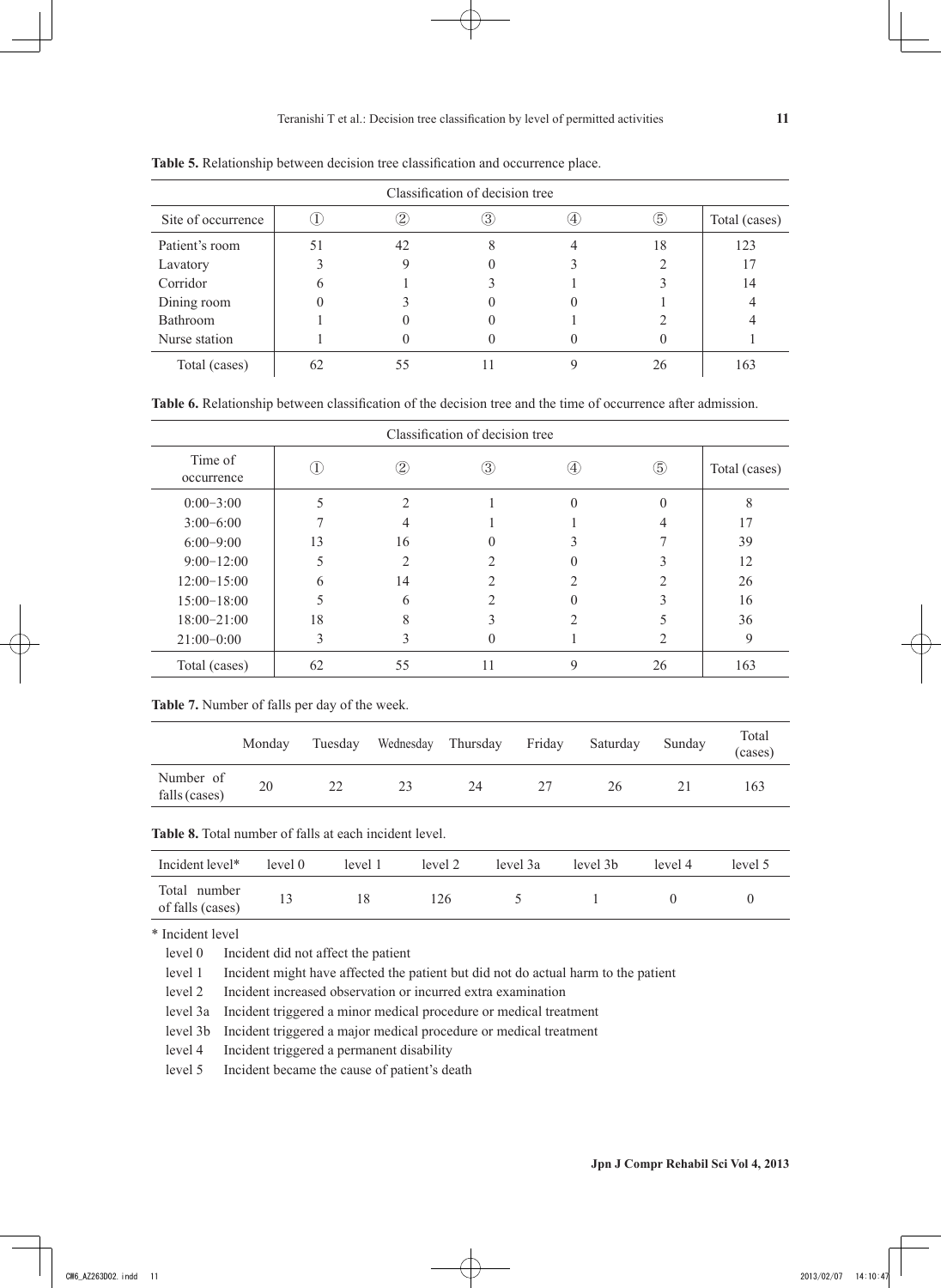**Table 5.** Relationship between decision tree classification and occurrence place.

| | Classification of decision tree | | | | | |
|---|---|---|---|---|---|---|
| Site of occurrence | ① | ② | ③ | ④ | ⑤ | Total (cases) |
| Patient's room | 51 | 42 | 8 | 4 | 18 | 123 |
| Lavatory | 3 | 9 | 0 | 3 | 2 | 17 |
| Corridor | 6 | 1 | 3 | 1 | 3 | 14 |
| Dining room | 0 | 3 | 0 | 0 | 1 | 4 |
| Bathroom | 1 | 0 | 0 | 1 | 2 | 4 |
| Nurse station | 1 | 0 | 0 | 0 | 0 | 1 |
| Total (cases) | 62 | 55 | 11 | 9 | 26 | 163 |

**Table 6.** Relationship between classification of the decision tree and the time of occurrence after admission.

| | Classification of decision tree | | | | | |
|---|---|---|---|---|---|---|
| Time of occurrence | ① | ② | ③ | ④ | ⑤ | Total (cases) |
| 0:00−3:00 | 5 | 2 | 1 | 0 | 0 | 8 |
| 3:00−6:00 | 7 | 4 | 1 | 1 | 4 | 17 |
| 6:00−9:00 | 13 | 16 | 0 | 3 | 7 | 39 |
| 9:00−12:00 | 5 | 2 | 2 | 0 | 3 | 12 |
| 12:00−15:00 | 6 | 14 | 2 | 2 | 2 | 26 |
| 15:00−18:00 | 5 | 6 | 2 | 0 | 3 | 16 |
| 18:00−21:00 | 18 | 8 | 3 | 2 | 5 | 36 |
| 21:00−0:00 | 3 | 3 | 0 | 1 | 2 | 9 |
| Total (cases) | 62 | 55 | 11 | 9 | 26 | 163 |

**Table 7.** Number of falls per day of the week.

| | Monday | Tuesday | Wednesday | Thursday | Friday | Saturday | Sunday | Total (cases) |
|---|---|---|---|---|---|---|---|---|
| Number of falls (cases) | 20 | 22 | 23 | 24 | 27 | 26 | 21 | 163 |

**Table 8.** Total number of falls at each incident level.

| Incident level* | level 0 | level 1 | level 2 | level 3a | level 3b | level 4 | level 5 |
|---|---|---|---|---|---|---|---|
| Total number of falls (cases) | 13 | 18 | 126 | 5 | 1 | 0 | 0 |

\* Incident level

level 0 Incident did not affect the patient

level 1 Incident might have affected the patient but did not do actual harm to the patient

level 2 Incident increased observation or incurred extra examination

level 3a Incident triggered a minor medical procedure or medical treatment

level 3b Incident triggered a major medical procedure or medical treatment

level 4 Incident triggered a permanent disability

level 5 Incident became the cause of patient's death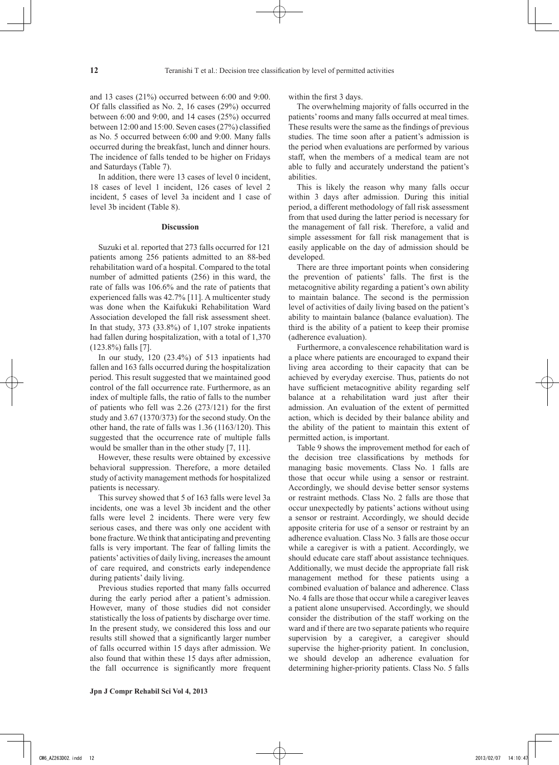and 13 cases (21%) occurred between 6:00 and 9:00. Of falls classified as No. 2, 16 cases (29%) occurred between 6:00 and 9:00, and 14 cases (25%) occurred between 12:00 and 15:00. Seven cases (27%) classified as No. 5 occurred between 6:00 and 9:00. Many falls occurred during the breakfast, lunch and dinner hours. The incidence of falls tended to be higher on Fridays and Saturdays (Table 7).

In addition, there were 13 cases of level 0 incident, 18 cases of level 1 incident, 126 cases of level 2 incident, 5 cases of level 3a incident and 1 case of level 3b incident (Table 8).

## Discussion

Suzuki et al. reported that 273 falls occurred for 121 patients among 256 patients admitted to an 88-bed rehabilitation ward of a hospital. Compared to the total number of admitted patients (256) in this ward, the rate of falls was 106.6% and the rate of patients that experienced falls was 42.7% [11]. A multicenter study was done when the Kaifukuki Rehabilitation Ward Association developed the fall risk assessment sheet. In that study, 373 (33.8%) of 1,107 stroke inpatients had fallen during hospitalization, with a total of 1,370 (123.8%) falls [7].

In our study, 120 (23.4%) of 513 inpatients had fallen and 163 falls occurred during the hospitalization period. This result suggested that we maintained good control of the fall occurrence rate. Furthermore, as an index of multiple falls, the ratio of falls to the number of patients who fell was 2.26 (273/121) for the first study and 3.67 (1370/373) for the second study. On the other hand, the rate of falls was 1.36 (1163/120). This suggested that the occurrence rate of multiple falls would be smaller than in the other study [7, 11].

However, these results were obtained by excessive behavioral suppression. Therefore, a more detailed study of activity management methods for hospitalized patients is necessary.

This survey showed that 5 of 163 falls were level 3a incidents, one was a level 3b incident and the other falls were level 2 incidents. There were very few serious cases, and there was only one accident with bone fracture. We think that anticipating and preventing falls is very important. The fear of falling limits the patients' activities of daily living, increases the amount of care required, and constricts early independence during patients' daily living.

Previous studies reported that many falls occurred during the early period after a patient's admission. However, many of those studies did not consider statistically the loss of patients by discharge over time. In the present study, we considered this loss and our results still showed that a significantly larger number of falls occurred within 15 days after admission. We also found that within these 15 days after admission, the fall occurrence is significantly more frequent within the first 3 days.

The overwhelming majority of falls occurred in the patients' rooms and many falls occurred at meal times. These results were the same as the findings of previous studies. The time soon after a patient's admission is the period when evaluations are performed by various staff, when the members of a medical team are not able to fully and accurately understand the patient's abilities.

This is likely the reason why many falls occur within 3 days after admission. During this initial period, a different methodology of fall risk assessment from that used during the latter period is necessary for the management of fall risk. Therefore, a valid and simple assessment for fall risk management that is easily applicable on the day of admission should be developed.

There are three important points when considering the prevention of patients' falls. The first is the metacognitive ability regarding a patient's own ability to maintain balance. The second is the permission level of activities of daily living based on the patient's ability to maintain balance (balance evaluation). The third is the ability of a patient to keep their promise (adherence evaluation).

Furthermore, a convalescence rehabilitation ward is a place where patients are encouraged to expand their living area according to their capacity that can be achieved by everyday exercise. Thus, patients do not have sufficient metacognitive ability regarding self balance at a rehabilitation ward just after their admission. An evaluation of the extent of permitted action, which is decided by their balance ability and the ability of the patient to maintain this extent of permitted action, is important.

Table 9 shows the improvement method for each of the decision tree classifications by methods for managing basic movements. Class No. 1 falls are those that occur while using a sensor or restraint. Accordingly, we should devise better sensor systems or restraint methods. Class No. 2 falls are those that occur unexpectedly by patients' actions without using a sensor or restraint. Accordingly, we should decide apposite criteria for use of a sensor or restraint by an adherence evaluation. Class No. 3 falls are those occur while a caregiver is with a patient. Accordingly, we should educate care staff about assistance techniques. Additionally, we must decide the appropriate fall risk management method for these patients using a combined evaluation of balance and adherence. Class No. 4 falls are those that occur while a caregiver leaves a patient alone unsupervised. Accordingly, we should consider the distribution of the staff working on the ward and if there are two separate patients who require supervision by a caregiver, a caregiver should supervise the higher-priority patient. In conclusion, we should develop an adherence evaluation for determining higher-priority patients. Class No. 5 falls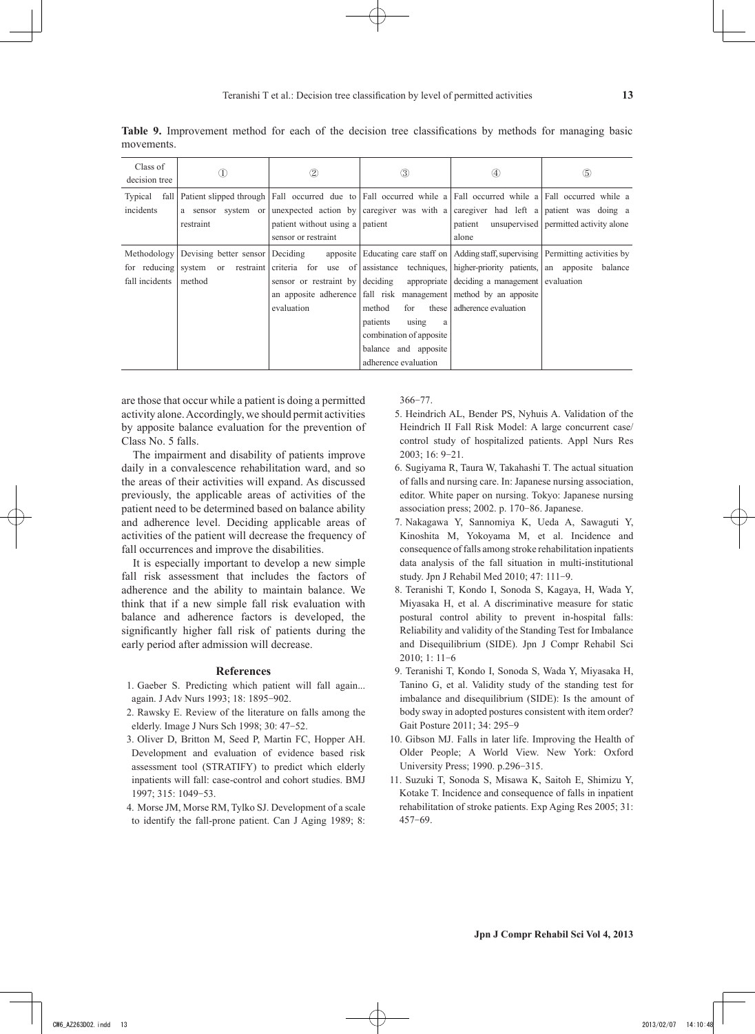**Table 9.** Improvement method for each of the decision tree classifications by methods for managing basic movements.

| Class of decision tree | ① | ② | ③ | ④ | ⑤ |
|---|---|---|---|---|---|
| Typical fall incidents | Patient slipped through a sensor system or restraint | Fall occurred due to unexpected action by patient without using a sensor or restraint | Fall occurred while a caregiver was with a patient | Fall occurred while a caregiver had left a patient unsupervised alone | Fall occurred while a patient was doing a permitted activity alone |
| Methodology for reducing fall incidents | Devising better sensor system or restraint method | Deciding apposite criteria for use of sensor or restraint by an apposite adherence evaluation | Educating care staff on assistance techniques, deciding appropriate fall risk management method for these patients using a combination of apposite balance and apposite adherence evaluation | Adding staff, supervising higher-priority patients, deciding a management method by an apposite adherence evaluation | Permitting activities by an apposite balance evaluation |

are those that occur while a patient is doing a permitted activity alone. Accordingly, we should permit activities by apposite balance evaluation for the prevention of Class No. 5 falls.

The impairment and disability of patients improve daily in a convalescence rehabilitation ward, and so the areas of their activities will expand. As discussed previously, the applicable areas of activities of the patient need to be determined based on balance ability and adherence level. Deciding applicable areas of activities of the patient will decrease the frequency of fall occurrences and improve the disabilities.

It is especially important to develop a new simple fall risk assessment that includes the factors of adherence and the ability to maintain balance. We think that if a new simple fall risk evaluation with balance and adherence factors is developed, the significantly higher fall risk of patients during the early period after admission will decrease.

## References

1. Gaeber S. Predicting which patient will fall again... again. J Adv Nurs 1993; 18: 1895–902.
2. Rawsky E. Review of the literature on falls among the elderly. Image J Nurs Sch 1998; 30: 47–52.
3. Oliver D, Britton M, Seed P, Martin FC, Hopper AH. Development and evaluation of evidence based risk assessment tool (STRATIFY) to predict which elderly inpatients will fall: case-control and cohort studies. BMJ 1997; 315: 1049–53.
4. Morse JM, Morse RM, Tylko SJ. Development of a scale to identify the fall-prone patient. Can J Aging 1989; 8: 366–77.
5. Heindrich AL, Bender PS, Nyhuis A. Validation of the Heindrich II Fall Risk Model: A large concurrent case/control study of hospitalized patients. Appl Nurs Res 2003; 16: 9–21.
6. Sugiyama R, Taura W, Takahashi T. The actual situation of falls and nursing care. In: Japanese nursing association, editor. White paper on nursing. Tokyo: Japanese nursing association press; 2002. p. 170–86. Japanese.
7. Nakagawa Y, Sannomiya K, Ueda A, Sawaguti Y, Kinoshita M, Yokoyama M, et al. Incidence and consequence of falls among stroke rehabilitation inpatients data analysis of the fall situation in multi-institutional study. Jpn J Rehabil Med 2010; 47: 111–9.
8. Teranishi T, Kondo I, Sonoda S, Kagaya, H, Wada Y, Miyasaka H, et al. A discriminative measure for static postural control ability to prevent in-hospital falls: Reliability and validity of the Standing Test for Imbalance and Disequilibrium (SIDE). Jpn J Compr Rehabil Sci 2010; 1: 11–6
9. Teranishi T, Kondo I, Sonoda S, Wada Y, Miyasaka H, Tanino G, et al. Validity study of the standing test for imbalance and disequilibrium (SIDE): Is the amount of body sway in adopted postures consistent with item order? Gait Posture 2011; 34: 295–9
10. Gibson MJ. Falls in later life. Improving the Health of Older People; A World View. New York: Oxford University Press; 1990. p.296–315.
11. Suzuki T, Sonoda S, Misawa K, Saitoh E, Shimizu Y, Kotake T. Incidence and consequence of falls in inpatient rehabilitation of stroke patients. Exp Aging Res 2005; 31: 457–69.